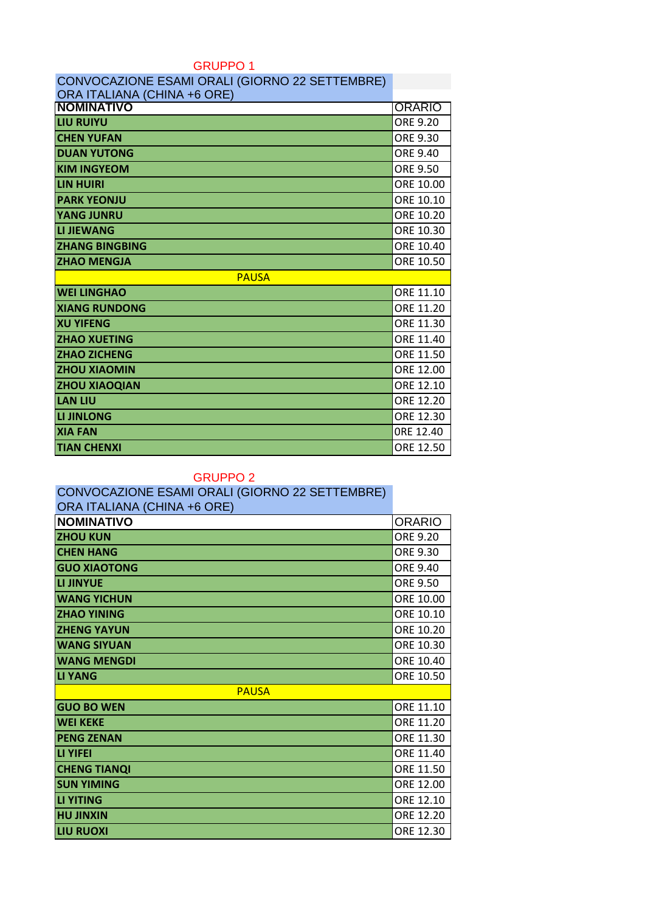## GRUPPO 1

CONVOCAZIONE ESAMI ORALI (GIORNO 22 SETTEMBRE)
ORA ITALIANA (CHINA +6 ORE)

| NOMINATIVO | ORARIO |
|---|---|
| **LIU RUIYU** | ORE 9.20 |
| **CHEN YUFAN** | ORE 9.30 |
| **DUAN YUTONG** | ORE 9.40 |
| **KIM INGYEOM** | ORE 9.50 |
| **LIN HUIRI** | ORE 10.00 |
| **PARK YEONJU** | ORE 10.10 |
| **YANG JUNRU** | ORE 10.20 |
| **LI JIEWANG** | ORE 10.30 |
| **ZHANG BINGBING** | ORE 10.40 |
| **ZHAO MENGJA** | ORE 10.50 |
| PAUSA | |
| **WEI LINGHAO** | ORE 11.10 |
| **XIANG RUNDONG** | ORE 11.20 |
| **XU YIFENG** | ORE 11.30 |
| **ZHAO XUETING** | ORE 11.40 |
| **ZHAO ZICHENG** | ORE 11.50 |
| **ZHOU XIAOMIN** | ORE 12.00 |
| **ZHOU XIAOQIAN** | ORE 12.10 |
| **LAN LIU** | ORE 12.20 |
| **LI JINLONG** | ORE 12.30 |
| **XIA FAN** | ORE 12.40 |
| **TIAN CHENXI** | ORE 12.50 |

## GRUPPO 2

CONVOCAZIONE ESAMI ORALI (GIORNO 22 SETTEMBRE)
ORA ITALIANA (CHINA +6 ORE)

| NOMINATIVO | ORARIO |
|---|---|
| **ZHOU KUN** | ORE 9.20 |
| **CHEN HANG** | ORE 9.30 |
| **GUO XIAOTONG** | ORE 9.40 |
| **LI JINYUE** | ORE 9.50 |
| **WANG YICHUN** | ORE 10.00 |
| **ZHAO YINING** | ORE 10.10 |
| **ZHENG YAYUN** | ORE 10.20 |
| **WANG SIYUAN** | ORE 10.30 |
| **WANG MENGDI** | ORE 10.40 |
| **LI YANG** | ORE 10.50 |
| PAUSA | |
| **GUO BO WEN** | ORE 11.10 |
| **WEI KEKE** | ORE 11.20 |
| **PENG ZENAN** | ORE 11.30 |
| **LI YIFEI** | ORE 11.40 |
| **CHENG TIANQI** | ORE 11.50 |
| **SUN YIMING** | ORE 12.00 |
| **LI YITING** | ORE 12.10 |
| **HU JINXIN** | ORE 12.20 |
| **LIU RUOXI** | ORE 12.30 |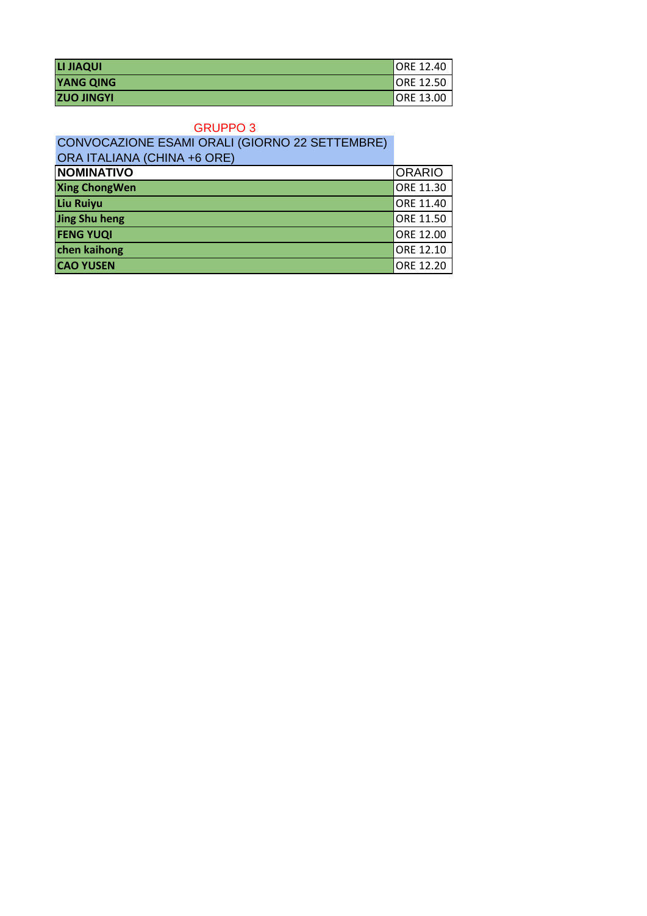| | |
|---|---|
| **LI JIAQUI** | ORE 12.40 |
| **YANG QING** | ORE 12.50 |
| **ZUO JINGYI** | ORE 13.00 |

GRUPPO 3

CONVOCAZIONE ESAMI ORALI (GIORNO 22 SETTEMBRE)
ORA ITALIANA (CHINA +6 ORE)

| **NOMINATIVO** | ORARIO |
|---|---|
| **Xing ChongWen** | ORE 11.30 |
| **Liu Ruiyu** | ORE 11.40 |
| **Jing Shu heng** | ORE 11.50 |
| **FENG YUQI** | ORE 12.00 |
| **chen kaihong** | ORE 12.10 |
| **CAO YUSEN** | ORE 12.20 |